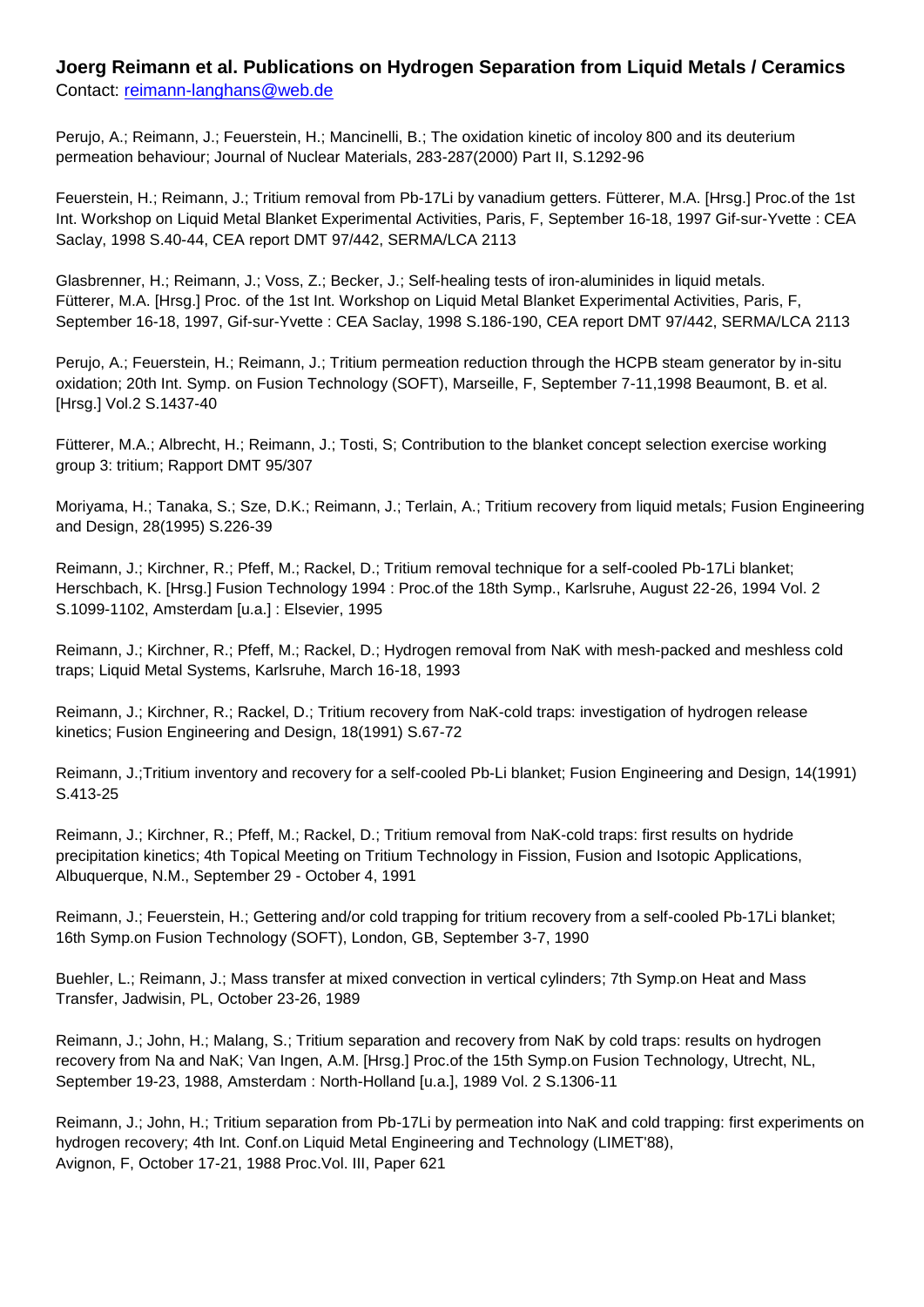**Joerg Reimann et al. Publications on Hydrogen Separation from Liquid Metals / Ceramics**

Contact: reimann-langhans@web.de

Perujo, A.; Reimann, J.; Feuerstein, H.; Mancinelli, B.; The oxidation kinetic of incoloy 800 and its deuterium permeation behaviour; Journal of Nuclear Materials, 283-287(2000) Part II, S.1292-96

Feuerstein, H.; Reimann, J.; Tritium removal from Pb-17Li by vanadium getters. Fütterer, M.A. [Hrsg.] Proc.of the 1st Int. Workshop on Liquid Metal Blanket Experimental Activities, Paris, F, September 16-18, 1997 Gif-sur-Yvette : CEA Saclay, 1998 S.40-44, CEA report DMT 97/442, SERMA/LCA 2113

Glasbrenner, H.; Reimann, J.; Voss, Z.; Becker, J.; Self-healing tests of iron-aluminides in liquid metals. Fütterer, M.A. [Hrsg.] Proc. of the 1st Int. Workshop on Liquid Metal Blanket Experimental Activities, Paris, F, September 16-18, 1997, Gif-sur-Yvette : CEA Saclay, 1998 S.186-190, CEA report DMT 97/442, SERMA/LCA 2113

Perujo, A.; Feuerstein, H.; Reimann, J.; Tritium permeation reduction through the HCPB steam generator by in-situ oxidation; 20th Int. Symp. on Fusion Technology (SOFT), Marseille, F, September 7-11,1998 Beaumont, B. et al. [Hrsg.] Vol.2 S.1437-40

Fütterer, M.A.; Albrecht, H.; Reimann, J.; Tosti, S; Contribution to the blanket concept selection exercise working group 3: tritium; Rapport DMT 95/307

Moriyama, H.; Tanaka, S.; Sze, D.K.; Reimann, J.; Terlain, A.; Tritium recovery from liquid metals; Fusion Engineering and Design, 28(1995) S.226-39

Reimann, J.; Kirchner, R.; Pfeff, M.; Rackel, D.; Tritium removal technique for a self-cooled Pb-17Li blanket; Herschbach, K. [Hrsg.] Fusion Technology 1994 : Proc.of the 18th Symp., Karlsruhe, August 22-26, 1994 Vol. 2 S.1099-1102, Amsterdam [u.a.] : Elsevier, 1995

Reimann, J.; Kirchner, R.; Pfeff, M.; Rackel, D.; Hydrogen removal from NaK with mesh-packed and meshless cold traps; Liquid Metal Systems, Karlsruhe, March 16-18, 1993

Reimann, J.; Kirchner, R.; Rackel, D.; Tritium recovery from NaK-cold traps: investigation of hydrogen release kinetics; Fusion Engineering and Design, 18(1991) S.67-72

Reimann, J.;Tritium inventory and recovery for a self-cooled Pb-Li blanket; Fusion Engineering and Design, 14(1991) S.413-25

Reimann, J.; Kirchner, R.; Pfeff, M.; Rackel, D.; Tritium removal from NaK-cold traps: first results on hydride precipitation kinetics; 4th Topical Meeting on Tritium Technology in Fission, Fusion and Isotopic Applications, Albuquerque, N.M., September 29 - October 4, 1991

Reimann, J.; Feuerstein, H.; Gettering and/or cold trapping for tritium recovery from a self-cooled Pb-17Li blanket; 16th Symp.on Fusion Technology (SOFT), London, GB, September 3-7, 1990

Buehler, L.; Reimann, J.; Mass transfer at mixed convection in vertical cylinders; 7th Symp.on Heat and Mass Transfer, Jadwisin, PL, October 23-26, 1989

Reimann, J.; John, H.; Malang, S.; Tritium separation and recovery from NaK by cold traps: results on hydrogen recovery from Na and NaK; Van Ingen, A.M. [Hrsg.] Proc.of the 15th Symp.on Fusion Technology, Utrecht, NL, September 19-23, 1988, Amsterdam : North-Holland [u.a.], 1989 Vol. 2 S.1306-11

Reimann, J.; John, H.; Tritium separation from Pb-17Li by permeation into NaK and cold trapping: first experiments on hydrogen recovery; 4th Int. Conf.on Liquid Metal Engineering and Technology (LIMET'88), Avignon, F, October 17-21, 1988 Proc.Vol. III, Paper 621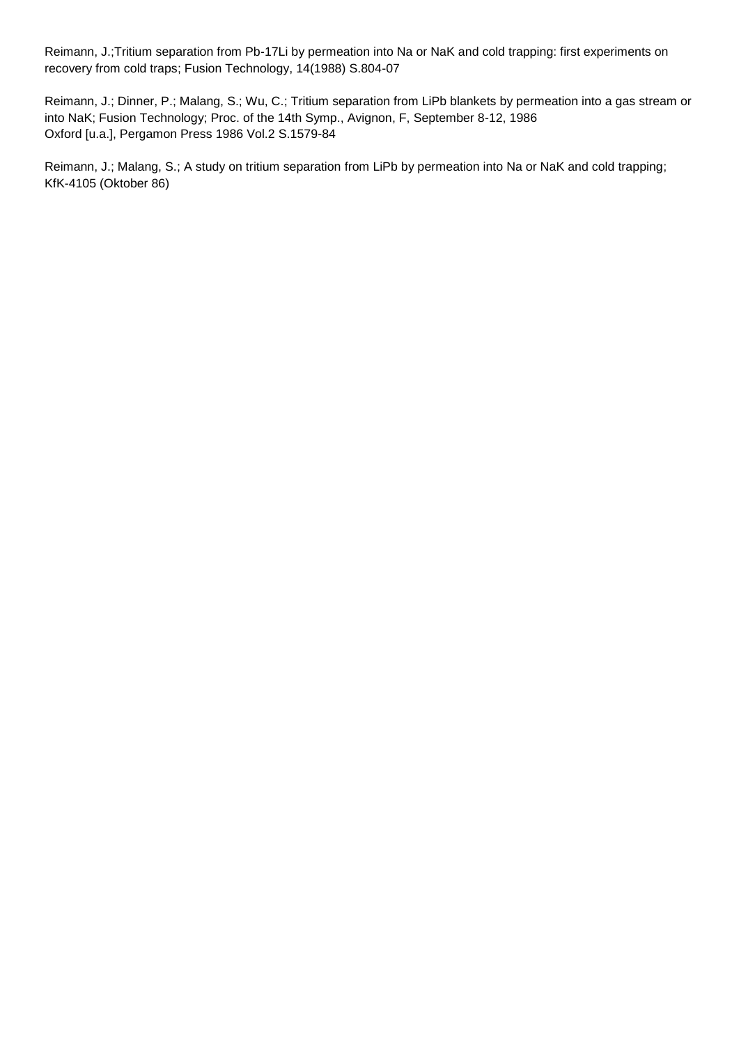Reimann, J.;Tritium separation from Pb-17Li by permeation into Na or NaK and cold trapping: first experiments on recovery from cold traps; Fusion Technology, 14(1988) S.804-07

Reimann, J.; Dinner, P.; Malang, S.; Wu, C.; Tritium separation from LiPb blankets by permeation into a gas stream or into NaK; Fusion Technology; Proc. of the 14th Symp., Avignon, F, September 8-12, 1986
Oxford [u.a.], Pergamon Press 1986 Vol.2 S.1579-84

Reimann, J.; Malang, S.; A study on tritium separation from LiPb by permeation into Na or NaK and cold trapping; KfK-4105 (Oktober 86)